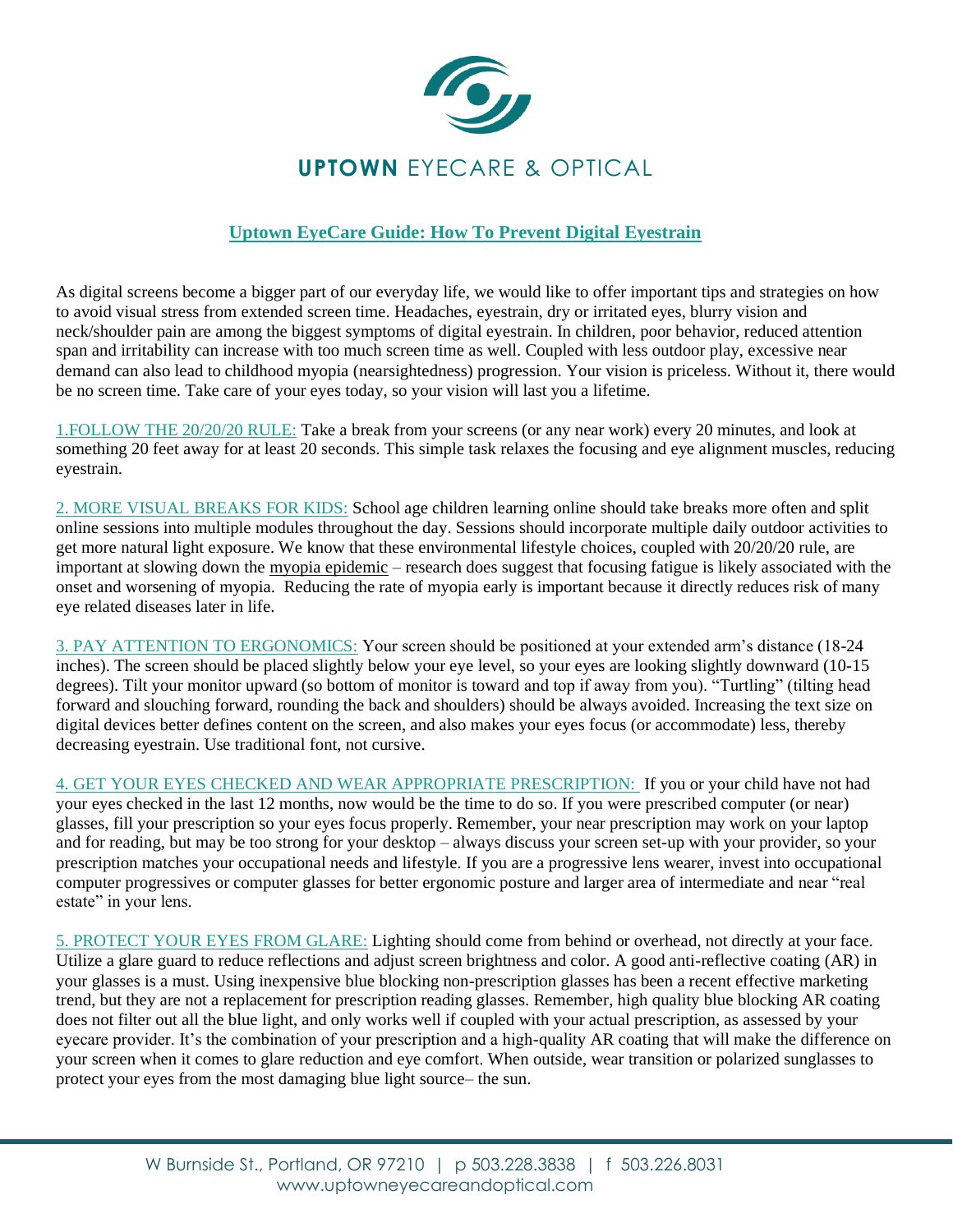# UPTOWN EYECARE & OPTICAL

## Uptown EyeCare Guide: How To Prevent Digital Eyestrain

As digital screens become a bigger part of our everyday life, we would like to offer important tips and strategies on how to avoid visual stress from extended screen time. Headaches, eyestrain, dry or irritated eyes, blurry vision and neck/shoulder pain are among the biggest symptoms of digital eyestrain. In children, poor behavior, reduced attention span and irritability can increase with too much screen time as well. Coupled with less outdoor play, excessive near demand can also lead to childhood myopia (nearsightedness) progression. Your vision is priceless. Without it, there would be no screen time. Take care of your eyes today, so your vision will last you a lifetime.

1.FOLLOW THE 20/20/20 RULE: Take a break from your screens (or any near work) every 20 minutes, and look at something 20 feet away for at least 20 seconds. This simple task relaxes the focusing and eye alignment muscles, reducing eyestrain.

2. MORE VISUAL BREAKS FOR KIDS: School age children learning online should take breaks more often and split online sessions into multiple modules throughout the day. Sessions should incorporate multiple daily outdoor activities to get more natural light exposure. We know that these environmental lifestyle choices, coupled with 20/20/20 rule, are important at slowing down the myopia epidemic – research does suggest that focusing fatigue is likely associated with the onset and worsening of myopia. Reducing the rate of myopia early is important because it directly reduces risk of many eye related diseases later in life.

3. PAY ATTENTION TO ERGONOMICS: Your screen should be positioned at your extended arm's distance (18-24 inches). The screen should be placed slightly below your eye level, so your eyes are looking slightly downward (10-15 degrees). Tilt your monitor upward (so bottom of monitor is toward and top if away from you). "Turtling" (tilting head forward and slouching forward, rounding the back and shoulders) should be always avoided. Increasing the text size on digital devices better defines content on the screen, and also makes your eyes focus (or accommodate) less, thereby decreasing eyestrain. Use traditional font, not cursive.

4. GET YOUR EYES CHECKED AND WEAR APPROPRIATE PRESCRIPTION: If you or your child have not had your eyes checked in the last 12 months, now would be the time to do so. If you were prescribed computer (or near) glasses, fill your prescription so your eyes focus properly. Remember, your near prescription may work on your laptop and for reading, but may be too strong for your desktop – always discuss your screen set-up with your provider, so your prescription matches your occupational needs and lifestyle. If you are a progressive lens wearer, invest into occupational computer progressives or computer glasses for better ergonomic posture and larger area of intermediate and near "real estate" in your lens.

5. PROTECT YOUR EYES FROM GLARE: Lighting should come from behind or overhead, not directly at your face. Utilize a glare guard to reduce reflections and adjust screen brightness and color. A good anti-reflective coating (AR) in your glasses is a must. Using inexpensive blue blocking non-prescription glasses has been a recent effective marketing trend, but they are not a replacement for prescription reading glasses. Remember, high quality blue blocking AR coating does not filter out all the blue light, and only works well if coupled with your actual prescription, as assessed by your eyecare provider. It's the combination of your prescription and a high-quality AR coating that will make the difference on your screen when it comes to glare reduction and eye comfort. When outside, wear transition or polarized sunglasses to protect your eyes from the most damaging blue light source– the sun.

W Burnside St., Portland, OR 97210 | p 503.228.3838 | f 503.226.8031
www.uptowneyecareandoptical.com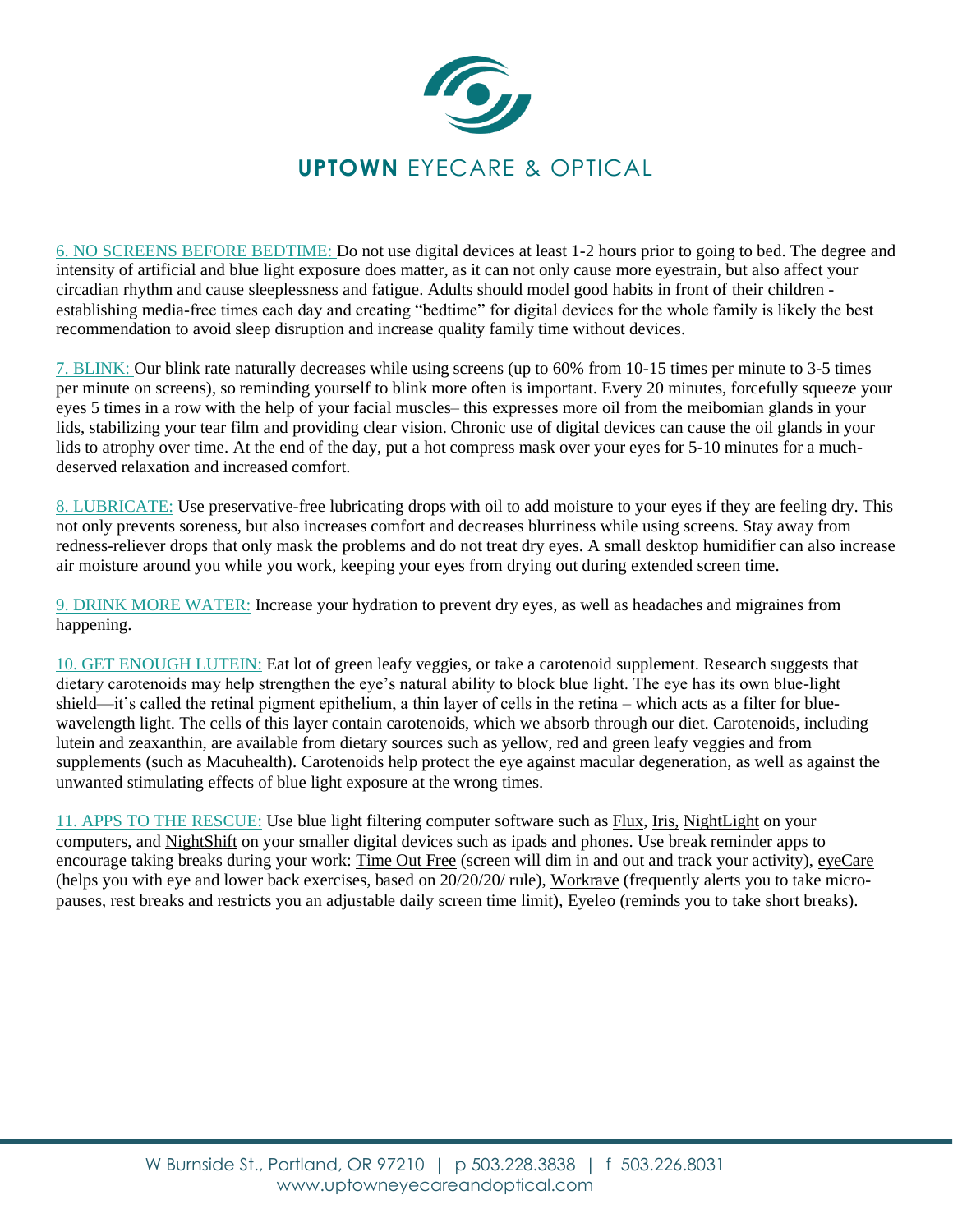6. NO SCREENS BEFORE BEDTIME: Do not use digital devices at least 1-2 hours prior to going to bed. The degree and intensity of artificial and blue light exposure does matter, as it can not only cause more eyestrain, but also affect your circadian rhythm and cause sleeplessness and fatigue. Adults should model good habits in front of their children - establishing media-free times each day and creating “bedtime” for digital devices for the whole family is likely the best recommendation to avoid sleep disruption and increase quality family time without devices.

7. BLINK: Our blink rate naturally decreases while using screens (up to 60% from 10-15 times per minute to 3-5 times per minute on screens), so reminding yourself to blink more often is important. Every 20 minutes, forcefully squeeze your eyes 5 times in a row with the help of your facial muscles– this expresses more oil from the meibomian glands in your lids, stabilizing your tear film and providing clear vision. Chronic use of digital devices can cause the oil glands in your lids to atrophy over time. At the end of the day, put a hot compress mask over your eyes for 5-10 minutes for a much-deserved relaxation and increased comfort.

8. LUBRICATE: Use preservative-free lubricating drops with oil to add moisture to your eyes if they are feeling dry. This not only prevents soreness, but also increases comfort and decreases blurriness while using screens. Stay away from redness-reliever drops that only mask the problems and do not treat dry eyes. A small desktop humidifier can also increase air moisture around you while you work, keeping your eyes from drying out during extended screen time.

9. DRINK MORE WATER: Increase your hydration to prevent dry eyes, as well as headaches and migraines from happening.

10. GET ENOUGH LUTEIN: Eat lot of green leafy veggies, or take a carotenoid supplement. Research suggests that dietary carotenoids may help strengthen the eye’s natural ability to block blue light. The eye has its own blue-light shield—it’s called the retinal pigment epithelium, a thin layer of cells in the retina – which acts as a filter for blue-wavelength light. The cells of this layer contain carotenoids, which we absorb through our diet. Carotenoids, including lutein and zeaxanthin, are available from dietary sources such as yellow, red and green leafy veggies and from supplements (such as Macuhealth). Carotenoids help protect the eye against macular degeneration, as well as against the unwanted stimulating effects of blue light exposure at the wrong times.

11. APPS TO THE RESCUE: Use blue light filtering computer software such as Flux, Iris, NightLight on your computers, and NightShift on your smaller digital devices such as ipads and phones. Use break reminder apps to encourage taking breaks during your work: Time Out Free (screen will dim in and out and track your activity), eyeCare (helps you with eye and lower back exercises, based on 20/20/20/ rule), Workrave (frequently alerts you to take micro-pauses, rest breaks and restricts you an adjustable daily screen time limit), Eyeleo (reminds you to take short breaks).